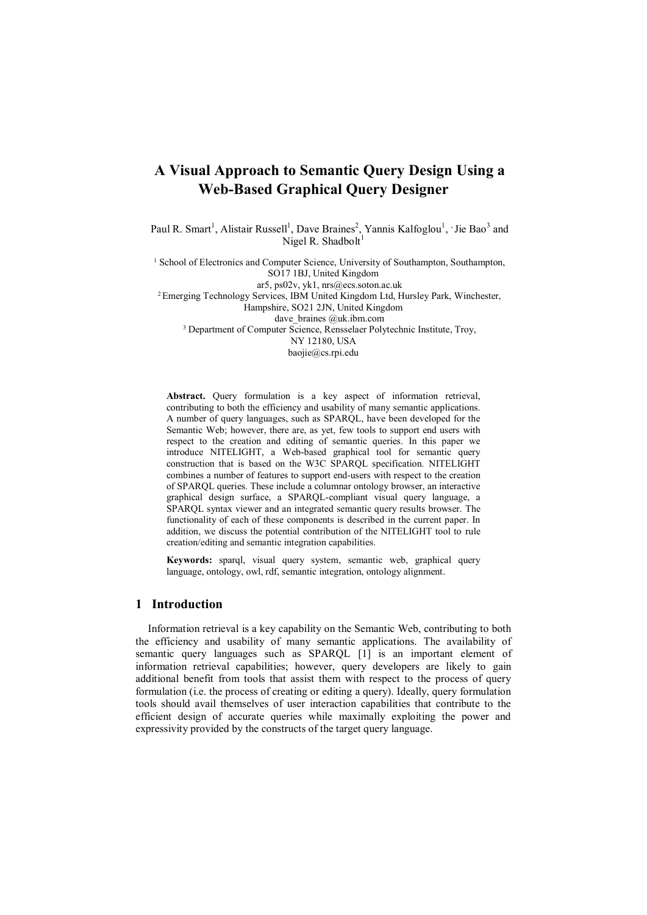# A Visual Approach to Semantic Query Design Using a Web-Based Graphical Query Designer

Paul R. Smart[1], Alistair Russell[1], Dave Braines[2], Yannis Kalfoglou[1], · Jie Bao[3] and Nigel R. Shadbolt[1]

[1] School of Electronics and Computer Science, University of Southampton, Southampton, SO17 1BJ, United Kingdom
ar5, ps02v, yk1, nrs@ecs.soton.ac.uk

[2] Emerging Technology Services, IBM United Kingdom Ltd, Hursley Park, Winchester, Hampshire, SO21 2JN, United Kingdom
dave_braines @uk.ibm.com

[3] Department of Computer Science, Rensselaer Polytechnic Institute, Troy, NY 12180, USA
baojie@cs.rpi.edu

**Abstract.** Query formulation is a key aspect of information retrieval, contributing to both the efficiency and usability of many semantic applications. A number of query languages, such as SPARQL, have been developed for the Semantic Web; however, there are, as yet, few tools to support end users with respect to the creation and editing of semantic queries. In this paper we introduce NITELIGHT, a Web-based graphical tool for semantic query construction that is based on the W3C SPARQL specification. NITELIGHT combines a number of features to support end-users with respect to the creation of SPARQL queries. These include a columnar ontology browser, an interactive graphical design surface, a SPARQL-compliant visual query language, a SPARQL syntax viewer and an integrated semantic query results browser. The functionality of each of these components is described in the current paper. In addition, we discuss the potential contribution of the NITELIGHT tool to rule creation/editing and semantic integration capabilities.

**Keywords:** sparql, visual query system, semantic web, graphical query language, ontology, owl, rdf, semantic integration, ontology alignment.

## 1 Introduction

Information retrieval is a key capability on the Semantic Web, contributing to both the efficiency and usability of many semantic applications. The availability of semantic query languages such as SPARQL [1] is an important element of information retrieval capabilities; however, query developers are likely to gain additional benefit from tools that assist them with respect to the process of query formulation (i.e. the process of creating or editing a query). Ideally, query formulation tools should avail themselves of user interaction capabilities that contribute to the efficient design of accurate queries while maximally exploiting the power and expressivity provided by the constructs of the target query language.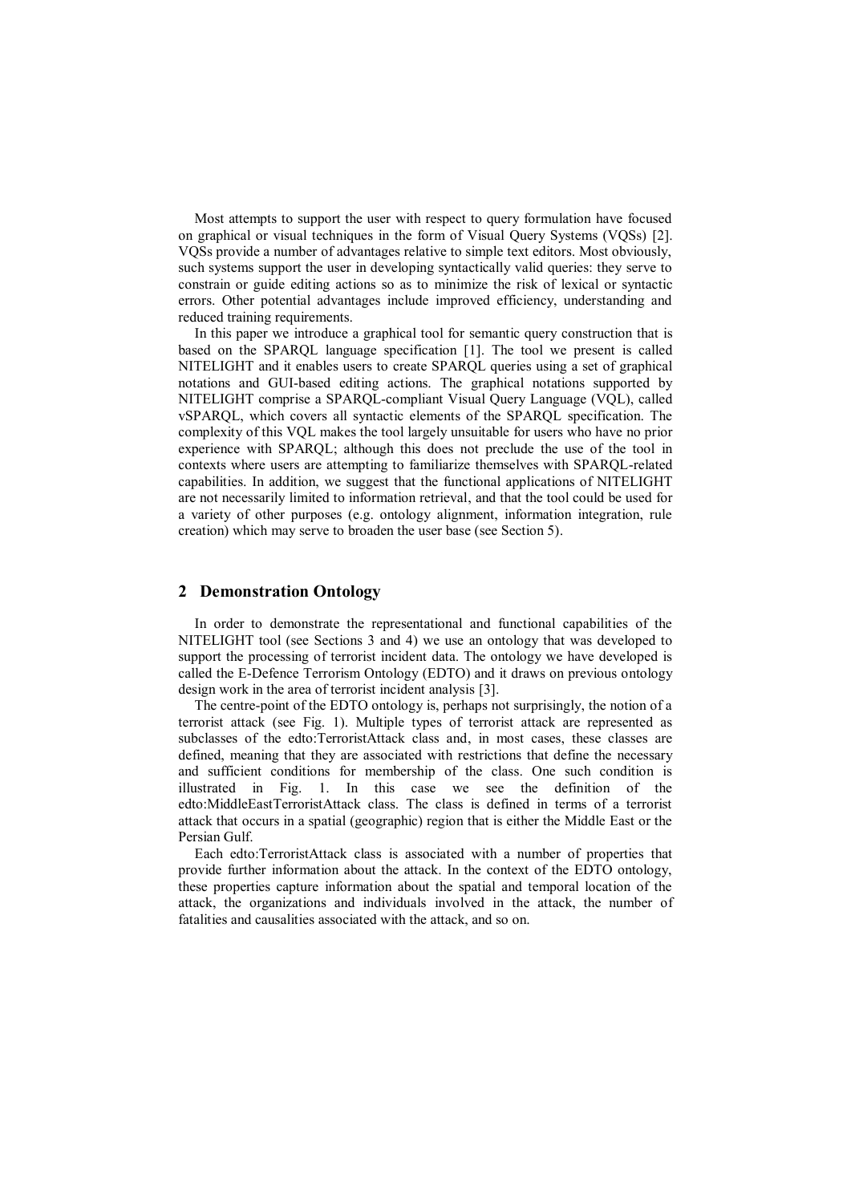Most attempts to support the user with respect to query formulation have focused on graphical or visual techniques in the form of Visual Query Systems (VQSs) [2]. VQSs provide a number of advantages relative to simple text editors. Most obviously, such systems support the user in developing syntactically valid queries: they serve to constrain or guide editing actions so as to minimize the risk of lexical or syntactic errors. Other potential advantages include improved efficiency, understanding and reduced training requirements.

In this paper we introduce a graphical tool for semantic query construction that is based on the SPARQL language specification [1]. The tool we present is called NITELIGHT and it enables users to create SPARQL queries using a set of graphical notations and GUI-based editing actions. The graphical notations supported by NITELIGHT comprise a SPARQL-compliant Visual Query Language (VQL), called vSPARQL, which covers all syntactic elements of the SPARQL specification. The complexity of this VQL makes the tool largely unsuitable for users who have no prior experience with SPARQL; although this does not preclude the use of the tool in contexts where users are attempting to familiarize themselves with SPARQL-related capabilities. In addition, we suggest that the functional applications of NITELIGHT are not necessarily limited to information retrieval, and that the tool could be used for a variety of other purposes (e.g. ontology alignment, information integration, rule creation) which may serve to broaden the user base (see Section 5).

## 2 Demonstration Ontology

In order to demonstrate the representational and functional capabilities of the NITELIGHT tool (see Sections 3 and 4) we use an ontology that was developed to support the processing of terrorist incident data. The ontology we have developed is called the E-Defence Terrorism Ontology (EDTO) and it draws on previous ontology design work in the area of terrorist incident analysis [3].

The centre-point of the EDTO ontology is, perhaps not surprisingly, the notion of a terrorist attack (see Fig. 1). Multiple types of terrorist attack are represented as subclasses of the edto:TerroristAttack class and, in most cases, these classes are defined, meaning that they are associated with restrictions that define the necessary and sufficient conditions for membership of the class. One such condition is illustrated in Fig. 1. In this case we see the definition of the edto:MiddleEastTerroristAttack class. The class is defined in terms of a terrorist attack that occurs in a spatial (geographic) region that is either the Middle East or the Persian Gulf.

Each edto:TerroristAttack class is associated with a number of properties that provide further information about the attack. In the context of the EDTO ontology, these properties capture information about the spatial and temporal location of the attack, the organizations and individuals involved in the attack, the number of fatalities and causalities associated with the attack, and so on.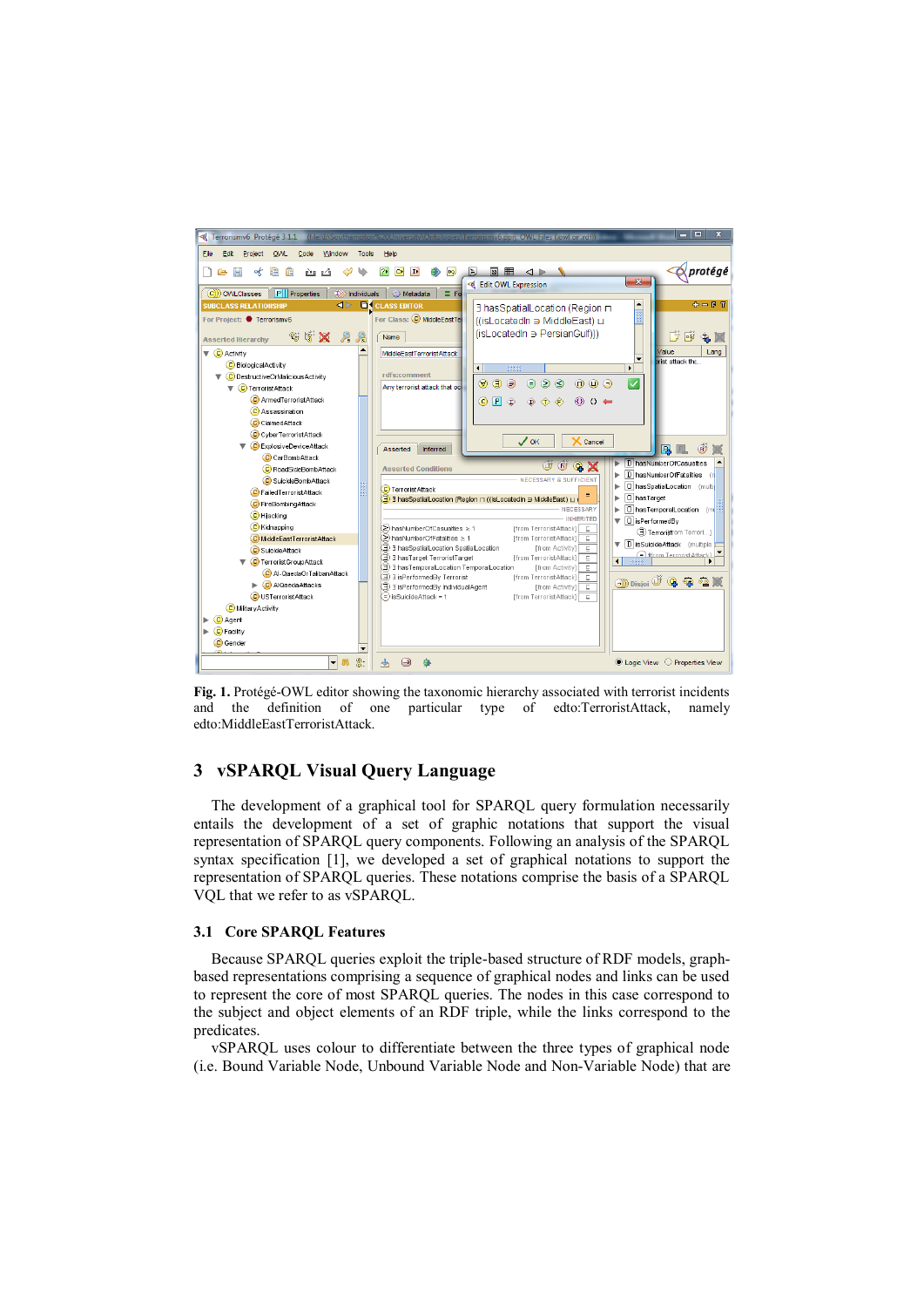**Fig. 1.** Protégé-OWL editor showing the taxonomic hierarchy associated with terrorist incidents and the definition of one particular type of edto:TerroristAttack, namely edto:MiddleEastTerroristAttack.

## 3 vSPARQL Visual Query Language

The development of a graphical tool for SPARQL query formulation necessarily entails the development of a set of graphic notations that support the visual representation of SPARQL query components. Following an analysis of the SPARQL syntax specification [1], we developed a set of graphical notations to support the representation of SPARQL queries. These notations comprise the basis of a SPARQL VQL that we refer to as vSPARQL.

### 3.1 Core SPARQL Features

Because SPARQL queries exploit the triple-based structure of RDF models, graph-based representations comprising a sequence of graphical nodes and links can be used to represent the core of most SPARQL queries. The nodes in this case correspond to the subject and object elements of an RDF triple, while the links correspond to the predicates.

vSPARQL uses colour to differentiate between the three types of graphical node (i.e. Bound Variable Node, Unbound Variable Node and Non-Variable Node) that are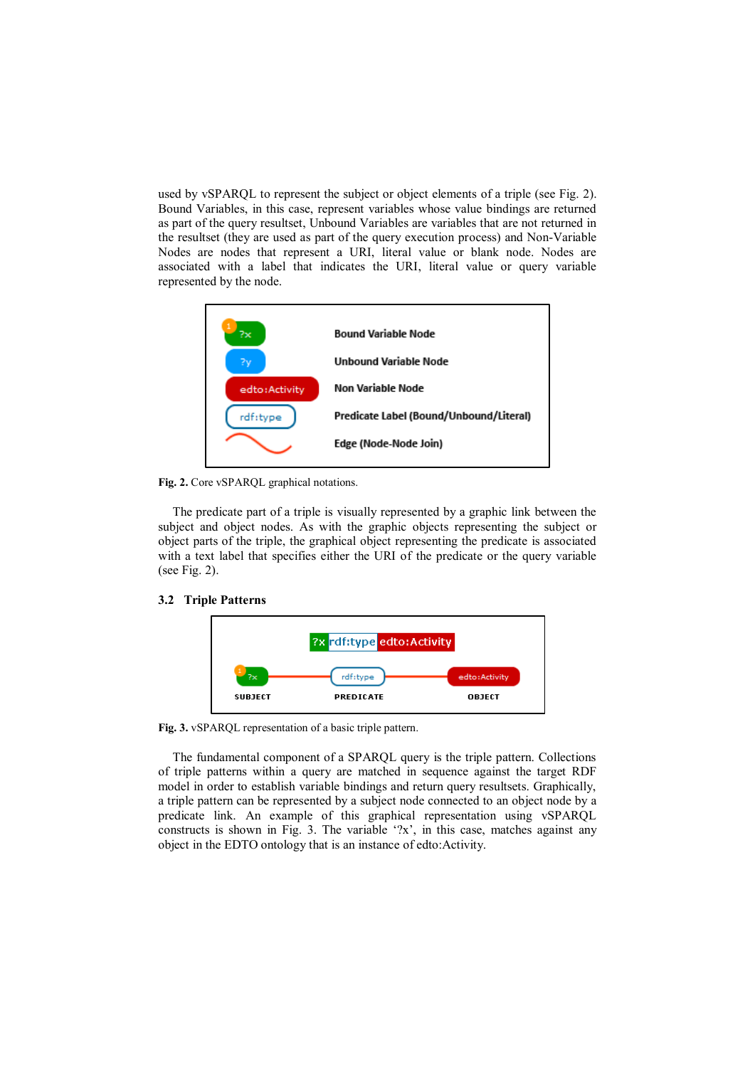used by vSPARQL to represent the subject or object elements of a triple (see Fig. 2). Bound Variables, in this case, represent variables whose value bindings are returned as part of the query resultset, Unbound Variables are variables that are not returned in the resultset (they are used as part of the query execution process) and Non-Variable Nodes are nodes that represent a URI, literal value or blank node. Nodes are associated with a label that indicates the URI, literal value or query variable represented by the node.

**Fig. 2.** Core vSPARQL graphical notations.

The predicate part of a triple is visually represented by a graphic link between the subject and object nodes. As with the graphic objects representing the subject or object parts of the triple, the graphical object representing the predicate is associated with a text label that specifies either the URI of the predicate or the query variable (see Fig. 2).

### 3.2 Triple Patterns

**Fig. 3.** vSPARQL representation of a basic triple pattern.

The fundamental component of a SPARQL query is the triple pattern. Collections of triple patterns within a query are matched in sequence against the target RDF model in order to establish variable bindings and return query resultsets. Graphically, a triple pattern can be represented by a subject node connected to an object node by a predicate link. An example of this graphical representation using vSPARQL constructs is shown in Fig. 3. The variable '?x', in this case, matches against any object in the EDTO ontology that is an instance of edto:Activity.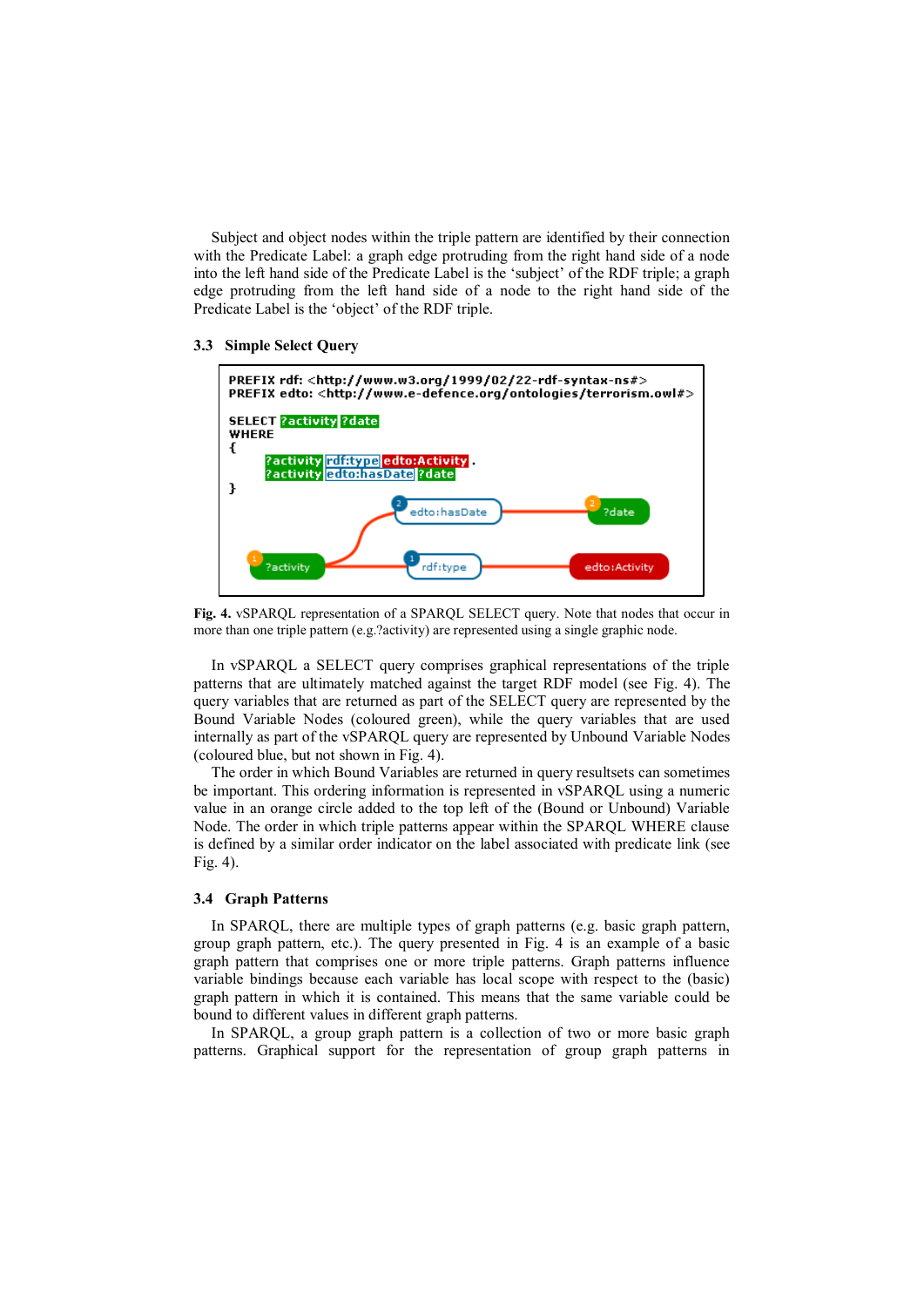Subject and object nodes within the triple pattern are identified by their connection with the Predicate Label: a graph edge protruding from the right hand side of a node into the left hand side of the Predicate Label is the 'subject' of the RDF triple; a graph edge protruding from the left hand side of a node to the right hand side of the Predicate Label is the 'object' of the RDF triple.

### 3.3 Simple Select Query

```
PREFIX rdf: <http://www.w3.org/1999/02/22-rdf-syntax-ns#>
PREFIX edto: <http://www.e-defence.org/ontologies/terrorism.owl#>

SELECT ?activity ?date
WHERE
{
    ?activity rdf:type edto:Activity .
    ?activity edto:hasDate ?date
}
```

**Fig. 4.** vSPARQL representation of a SPARQL SELECT query. Note that nodes that occur in more than one triple pattern (e.g.?activity) are represented using a single graphic node.

In vSPARQL a SELECT query comprises graphical representations of the triple patterns that are ultimately matched against the target RDF model (see Fig. 4). The query variables that are returned as part of the SELECT query are represented by the Bound Variable Nodes (coloured green), while the query variables that are used internally as part of the vSPARQL query are represented by Unbound Variable Nodes (coloured blue, but not shown in Fig. 4).

The order in which Bound Variables are returned in query resultsets can sometimes be important. This ordering information is represented in vSPARQL using a numeric value in an orange circle added to the top left of the (Bound or Unbound) Variable Node. The order in which triple patterns appear within the SPARQL WHERE clause is defined by a similar order indicator on the label associated with predicate link (see Fig. 4).

### 3.4 Graph Patterns

In SPARQL, there are multiple types of graph patterns (e.g. basic graph pattern, group graph pattern, etc.). The query presented in Fig. 4 is an example of a basic graph pattern that comprises one or more triple patterns. Graph patterns influence variable bindings because each variable has local scope with respect to the (basic) graph pattern in which it is contained. This means that the same variable could be bound to different values in different graph patterns.

In SPARQL, a group graph pattern is a collection of two or more basic graph patterns. Graphical support for the representation of group graph patterns in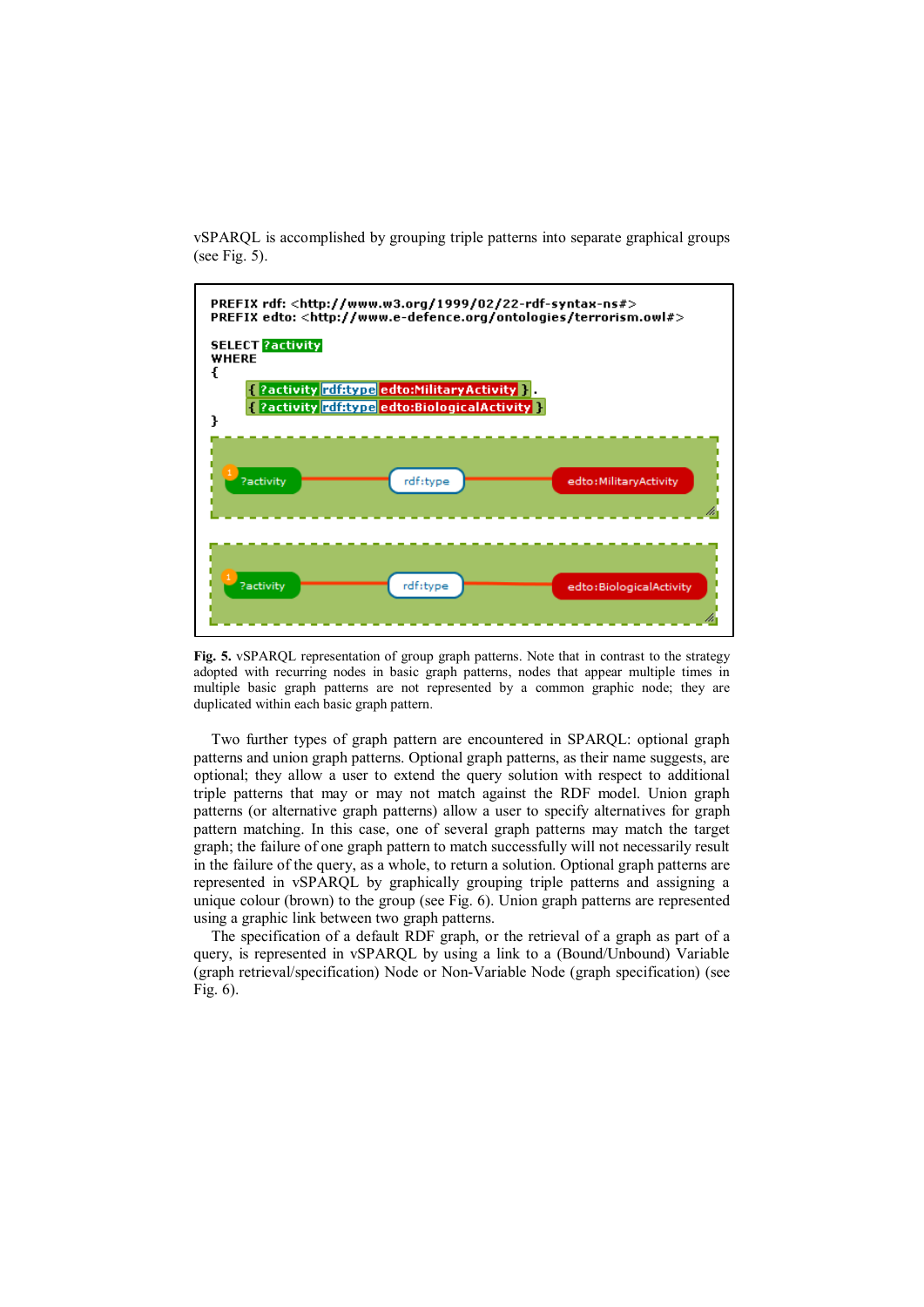vSPARQL is accomplished by grouping triple patterns into separate graphical groups (see Fig. 5).

```
PREFIX rdf: <http://www.w3.org/1999/02/22-rdf-syntax-ns#>
PREFIX edto: <http://www.e-defence.org/ontologies/terrorism.owl#>

SELECT ?activity
WHERE
{
    { ?activity rdf:type edto:MilitaryActivity } .
    { ?activity rdf:type edto:BiologicalActivity }
}
```

**Fig. 5.** vSPARQL representation of group graph patterns. Note that in contrast to the strategy adopted with recurring nodes in basic graph patterns, nodes that appear multiple times in multiple basic graph patterns are not represented by a common graphic node; they are duplicated within each basic graph pattern.

Two further types of graph pattern are encountered in SPARQL: optional graph patterns and union graph patterns. Optional graph patterns, as their name suggests, are optional; they allow a user to extend the query solution with respect to additional triple patterns that may or may not match against the RDF model. Union graph patterns (or alternative graph patterns) allow a user to specify alternatives for graph pattern matching. In this case, one of several graph patterns may match the target graph; the failure of one graph pattern to match successfully will not necessarily result in the failure of the query, as a whole, to return a solution. Optional graph patterns are represented in vSPARQL by graphically grouping triple patterns and assigning a unique colour (brown) to the group (see Fig. 6). Union graph patterns are represented using a graphic link between two graph patterns.

The specification of a default RDF graph, or the retrieval of a graph as part of a query, is represented in vSPARQL by using a link to a (Bound/Unbound) Variable (graph retrieval/specification) Node or Non-Variable Node (graph specification) (see Fig. 6).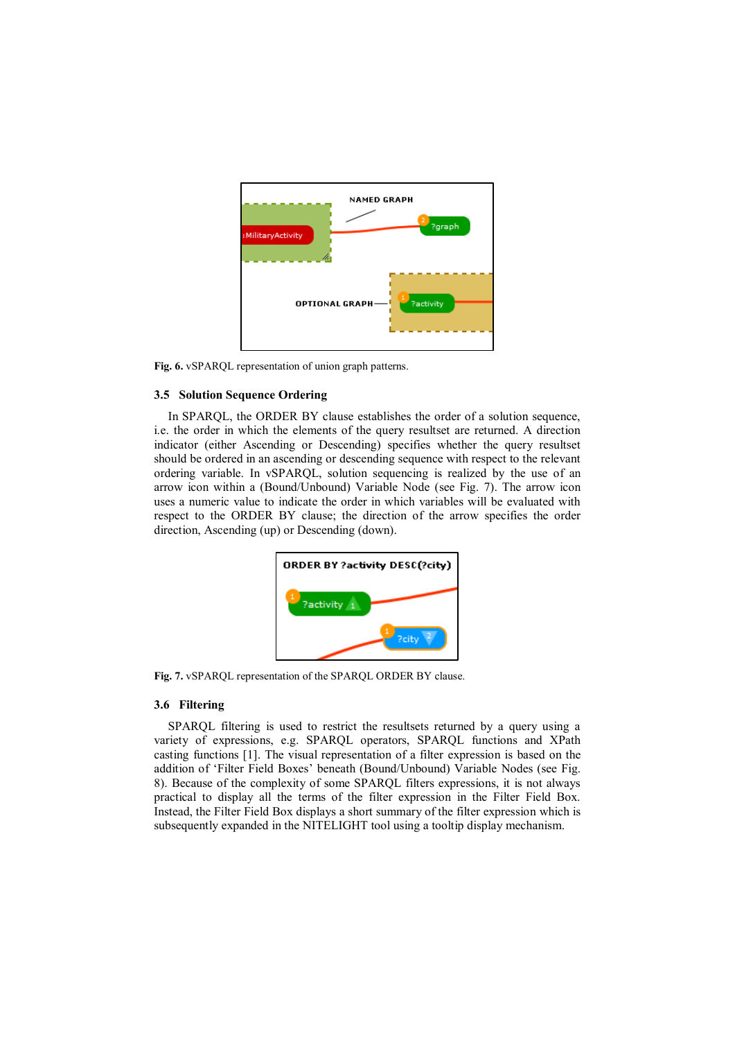Fig. 6. vSPARQL representation of union graph patterns.

### 3.5 Solution Sequence Ordering

In SPARQL, the ORDER BY clause establishes the order of a solution sequence, i.e. the order in which the elements of the query resultset are returned. A direction indicator (either Ascending or Descending) specifies whether the query resultset should be ordered in an ascending or descending sequence with respect to the relevant ordering variable. In vSPARQL, solution sequencing is realized by the use of an arrow icon within a (Bound/Unbound) Variable Node (see Fig. 7). The arrow icon uses a numeric value to indicate the order in which variables will be evaluated with respect to the ORDER BY clause; the direction of the arrow specifies the order direction, Ascending (up) or Descending (down).

Fig. 7. vSPARQL representation of the SPARQL ORDER BY clause.

### 3.6 Filtering

SPARQL filtering is used to restrict the resultsets returned by a query using a variety of expressions, e.g. SPARQL operators, SPARQL functions and XPath casting functions [1]. The visual representation of a filter expression is based on the addition of 'Filter Field Boxes' beneath (Bound/Unbound) Variable Nodes (see Fig. 8). Because of the complexity of some SPARQL filters expressions, it is not always practical to display all the terms of the filter expression in the Filter Field Box. Instead, the Filter Field Box displays a short summary of the filter expression which is subsequently expanded in the NITELIGHT tool using a tooltip display mechanism.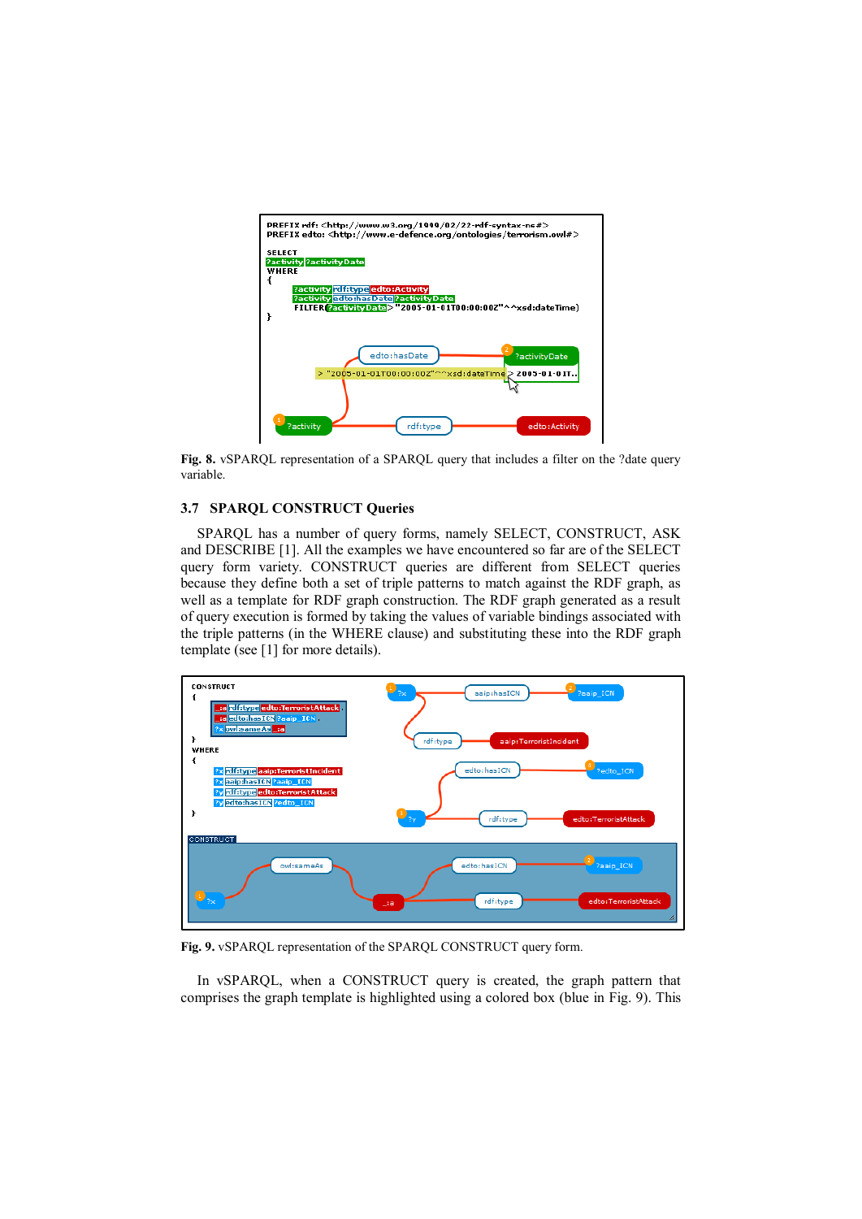Fig. 8. vSPARQL representation of a SPARQL query that includes a filter on the ?date query variable.

### 3.7 SPARQL CONSTRUCT Queries

SPARQL has a number of query forms, namely SELECT, CONSTRUCT, ASK and DESCRIBE [1]. All the examples we have encountered so far are of the SELECT query form variety. CONSTRUCT queries are different from SELECT queries because they define both a set of triple patterns to match against the RDF graph, as well as a template for RDF graph construction. The RDF graph generated as a result of query execution is formed by taking the values of variable bindings associated with the triple patterns (in the WHERE clause) and substituting these into the RDF graph template (see [1] for more details).

Fig. 9. vSPARQL representation of the SPARQL CONSTRUCT query form.

In vSPARQL, when a CONSTRUCT query is created, the graph pattern that comprises the graph template is highlighted using a colored box (blue in Fig. 9). This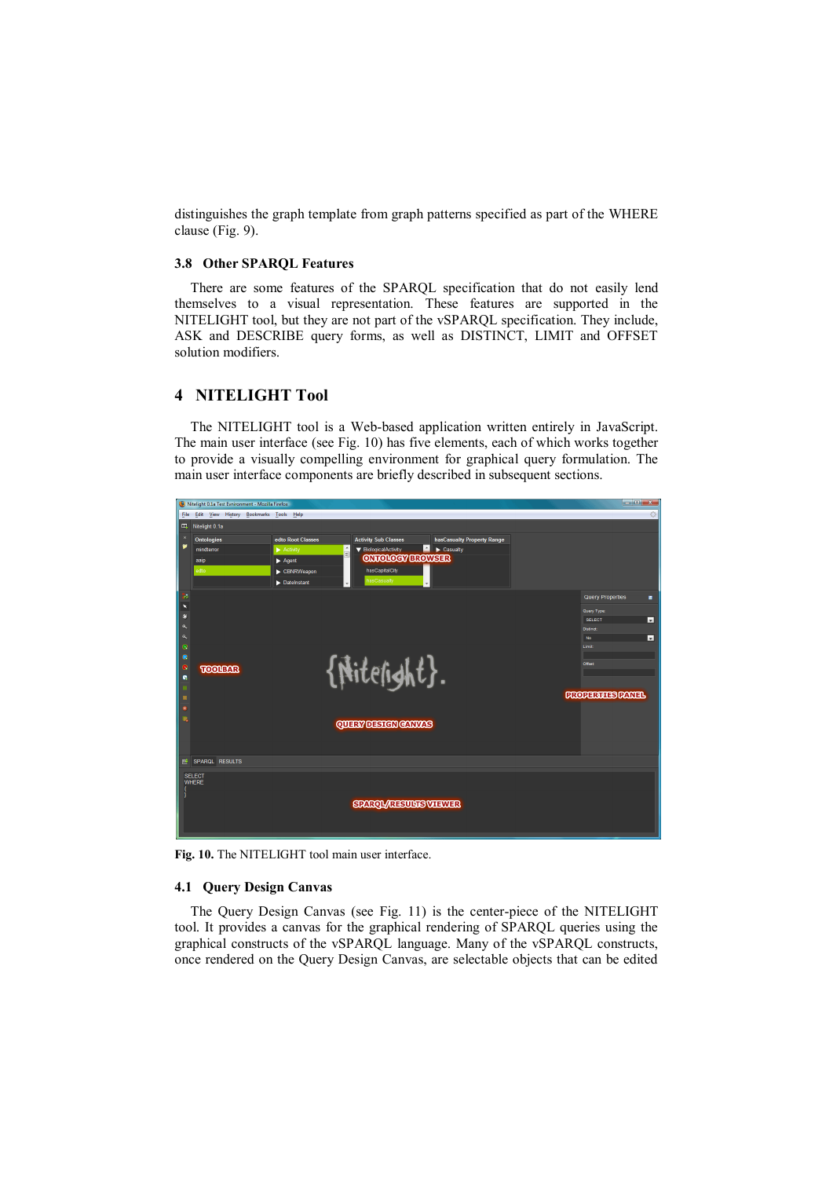distinguishes the graph template from graph patterns specified as part of the WHERE clause (Fig. 9).

### 3.8 Other SPARQL Features

There are some features of the SPARQL specification that do not easily lend themselves to a visual representation. These features are supported in the NITELIGHT tool, but they are not part of the vSPARQL specification. They include, ASK and DESCRIBE query forms, as well as DISTINCT, LIMIT and OFFSET solution modifiers.

## 4 NITELIGHT Tool

The NITELIGHT tool is a Web-based application written entirely in JavaScript. The main user interface (see Fig. 10) has five elements, each of which works together to provide a visually compelling environment for graphical query formulation. The main user interface components are briefly described in subsequent sections.

**Fig. 10.** The NITELIGHT tool main user interface.

### 4.1 Query Design Canvas

The Query Design Canvas (see Fig. 11) is the center-piece of the NITELIGHT tool. It provides a canvas for the graphical rendering of SPARQL queries using the graphical constructs of the vSPARQL language. Many of the vSPARQL constructs, once rendered on the Query Design Canvas, are selectable objects that can be edited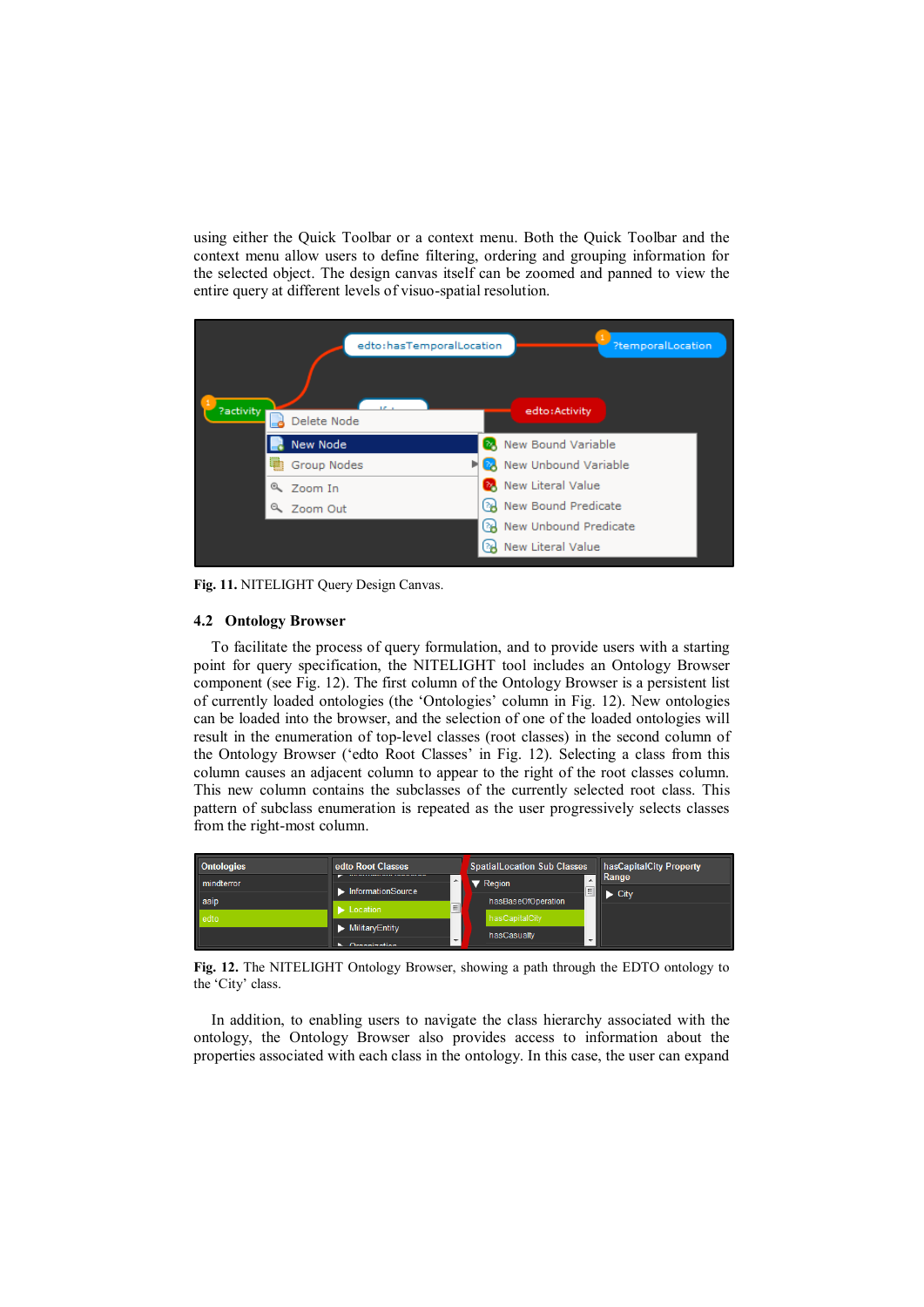using either the Quick Toolbar or a context menu. Both the Quick Toolbar and the context menu allow users to define filtering, ordering and grouping information for the selected object. The design canvas itself can be zoomed and panned to view the entire query at different levels of visuo-spatial resolution.

**Fig. 11.** NITELIGHT Query Design Canvas.

### 4.2 Ontology Browser

To facilitate the process of query formulation, and to provide users with a starting point for query specification, the NITELIGHT tool includes an Ontology Browser component (see Fig. 12). The first column of the Ontology Browser is a persistent list of currently loaded ontologies (the 'Ontologies' column in Fig. 12). New ontologies can be loaded into the browser, and the selection of one of the loaded ontologies will result in the enumeration of top-level classes (root classes) in the second column of the Ontology Browser ('edto Root Classes' in Fig. 12). Selecting a class from this column causes an adjacent column to appear to the right of the root classes column. This new column contains the subclasses of the currently selected root class. This pattern of subclass enumeration is repeated as the user progressively selects classes from the right-most column.

**Fig. 12.** The NITELIGHT Ontology Browser, showing a path through the EDTO ontology to the 'City' class.

In addition, to enabling users to navigate the class hierarchy associated with the ontology, the Ontology Browser also provides access to information about the properties associated with each class in the ontology. In this case, the user can expand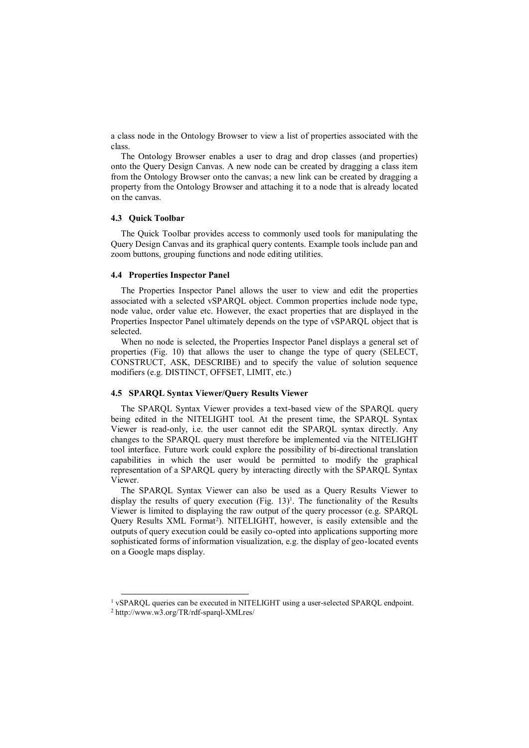a class node in the Ontology Browser to view a list of properties associated with the class.

The Ontology Browser enables a user to drag and drop classes (and properties) onto the Query Design Canvas. A new node can be created by dragging a class item from the Ontology Browser onto the canvas; a new link can be created by dragging a property from the Ontology Browser and attaching it to a node that is already located on the canvas.

### 4.3 Quick Toolbar

The Quick Toolbar provides access to commonly used tools for manipulating the Query Design Canvas and its graphical query contents. Example tools include pan and zoom buttons, grouping functions and node editing utilities.

### 4.4 Properties Inspector Panel

The Properties Inspector Panel allows the user to view and edit the properties associated with a selected vSPARQL object. Common properties include node type, node value, order value etc. However, the exact properties that are displayed in the Properties Inspector Panel ultimately depends on the type of vSPARQL object that is selected.

When no node is selected, the Properties Inspector Panel displays a general set of properties (Fig. 10) that allows the user to change the type of query (SELECT, CONSTRUCT, ASK, DESCRIBE) and to specify the value of solution sequence modifiers (e.g. DISTINCT, OFFSET, LIMIT, etc.)

### 4.5 SPARQL Syntax Viewer/Query Results Viewer

The SPARQL Syntax Viewer provides a text-based view of the SPARQL query being edited in the NITELIGHT tool. At the present time, the SPARQL Syntax Viewer is read-only, i.e. the user cannot edit the SPARQL syntax directly. Any changes to the SPARQL query must therefore be implemented via the NITELIGHT tool interface. Future work could explore the possibility of bi-directional translation capabilities in which the user would be permitted to modify the graphical representation of a SPARQL query by interacting directly with the SPARQL Syntax Viewer.

The SPARQL Syntax Viewer can also be used as a Query Results Viewer to display the results of query execution (Fig. 13)[1]. The functionality of the Results Viewer is limited to displaying the raw output of the query processor (e.g. SPARQL Query Results XML Format[2]). NITELIGHT, however, is easily extensible and the outputs of query execution could be easily co-opted into applications supporting more sophisticated forms of information visualization, e.g. the display of geo-located events on a Google maps display.

[1] vSPARQL queries can be executed in NITELIGHT using a user-selected SPARQL endpoint.

[2] http://www.w3.org/TR/rdf-sparql-XMLres/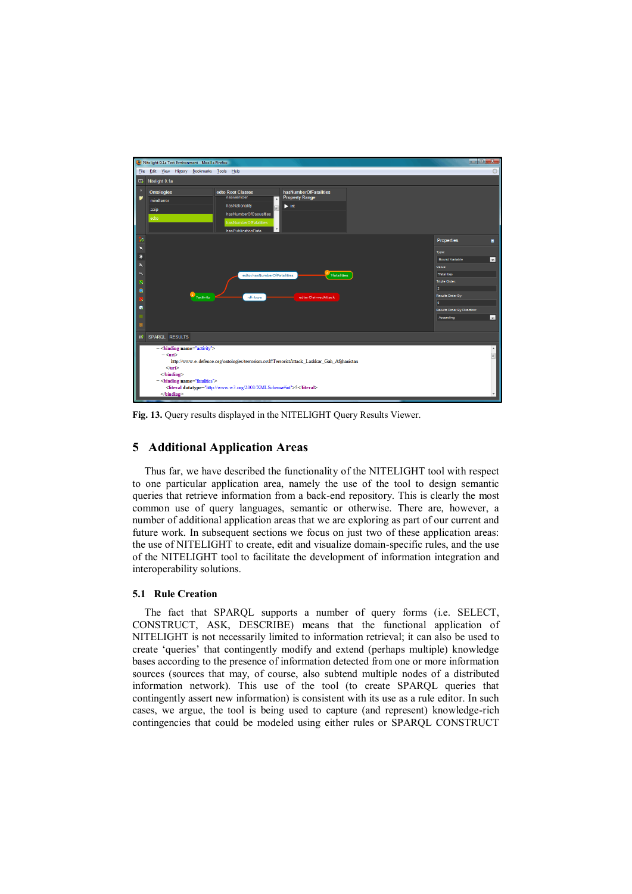Fig. 13. Query results displayed in the NITELIGHT Query Results Viewer.

## 5 Additional Application Areas

Thus far, we have described the functionality of the NITELIGHT tool with respect to one particular application area, namely the use of the tool to design semantic queries that retrieve information from a back-end repository. This is clearly the most common use of query languages, semantic or otherwise. There are, however, a number of additional application areas that we are exploring as part of our current and future work. In subsequent sections we focus on just two of these application areas: the use of NITELIGHT to create, edit and visualize domain-specific rules, and the use of the NITELIGHT tool to facilitate the development of information integration and interoperability solutions.

### 5.1 Rule Creation

The fact that SPARQL supports a number of query forms (i.e. SELECT, CONSTRUCT, ASK, DESCRIBE) means that the functional application of NITELIGHT is not necessarily limited to information retrieval; it can also be used to create 'queries' that contingently modify and extend (perhaps multiple) knowledge bases according to the presence of information detected from one or more information sources (sources that may, of course, also subtend multiple nodes of a distributed information network). This use of the tool (to create SPARQL queries that contingently assert new information) is consistent with its use as a rule editor. In such cases, we argue, the tool is being used to capture (and represent) knowledge-rich contingencies that could be modeled using either rules or SPARQL CONSTRUCT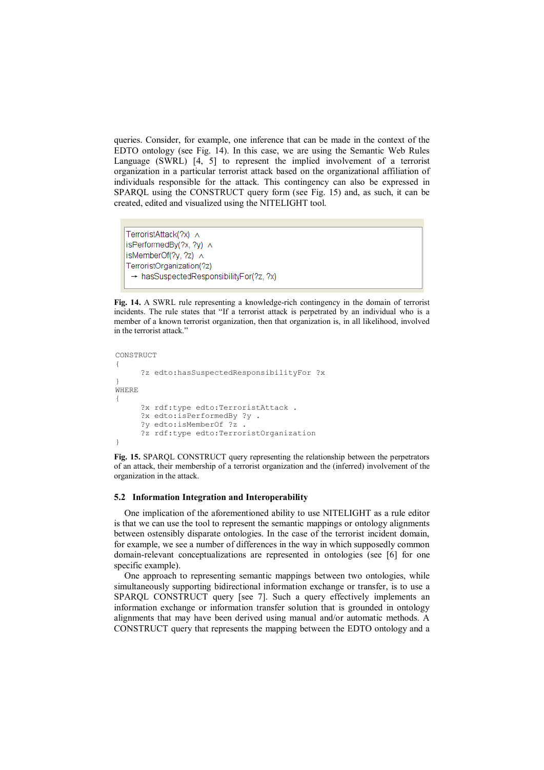queries. Consider, for example, one inference that can be made in the context of the EDTO ontology (see Fig. 14). In this case, we are using the Semantic Web Rules Language (SWRL) [4, 5] to represent the implied involvement of a terrorist organization in a particular terrorist attack based on the organizational affiliation of individuals responsible for the attack. This contingency can also be expressed in SPARQL using the CONSTRUCT query form (see Fig. 15) and, as such, it can be created, edited and visualized using the NITELIGHT tool.

```
TerroristAttack(?x) ∧
isPerformedBy(?x, ?y) ∧
isMemberOf(?y, ?z) ∧
TerroristOrganization(?z)
 → hasSuspectedResponsibilityFor(?z, ?x)
```

**Fig. 14.** A SWRL rule representing a knowledge-rich contingency in the domain of terrorist incidents. The rule states that "If a terrorist attack is perpetrated by an individual who is a member of a known terrorist organization, then that organization is, in all likelihood, involved in the terrorist attack."

```
CONSTRUCT
{
      ?z edto:hasSuspectedResponsibilityFor ?x
}
WHERE
{
      ?x rdf:type edto:TerroristAttack .
      ?x edto:isPerformedBy ?y .
      ?y edto:isMemberOf ?z .
      ?z rdf:type edto:TerroristOrganization
}
```

**Fig. 15.** SPARQL CONSTRUCT query representing the relationship between the perpetrators of an attack, their membership of a terrorist organization and the (inferred) involvement of the organization in the attack.

### 5.2 Information Integration and Interoperability

One implication of the aforementioned ability to use NITELIGHT as a rule editor is that we can use the tool to represent the semantic mappings or ontology alignments between ostensibly disparate ontologies. In the case of the terrorist incident domain, for example, we see a number of differences in the way in which supposedly common domain-relevant conceptualizations are represented in ontologies (see [6] for one specific example).

One approach to representing semantic mappings between two ontologies, while simultaneously supporting bidirectional information exchange or transfer, is to use a SPARQL CONSTRUCT query [see 7]. Such a query effectively implements an information exchange or information transfer solution that is grounded in ontology alignments that may have been derived using manual and/or automatic methods. A CONSTRUCT query that represents the mapping between the EDTO ontology and a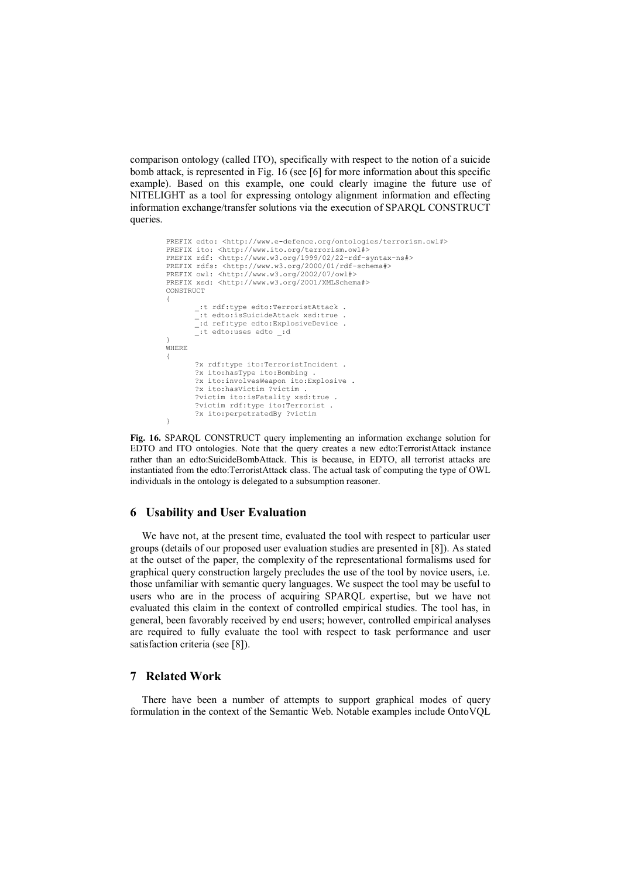comparison ontology (called ITO), specifically with respect to the notion of a suicide bomb attack, is represented in Fig. 16 (see [6] for more information about this specific example). Based on this example, one could clearly imagine the future use of NITELIGHT as a tool for expressing ontology alignment information and effecting information exchange/transfer solutions via the execution of SPARQL CONSTRUCT queries.

```
PREFIX edto: <http://www.e-defence.org/ontologies/terrorism.owl#>
PREFIX ito: <http://www.ito.org/terrorism.owl#>
PREFIX rdf: <http://www.w3.org/1999/02/22-rdf-syntax-ns#>
PREFIX rdfs: <http://www.w3.org/2000/01/rdf-schema#>
PREFIX owl: <http://www.w3.org/2002/07/owl#>
PREFIX xsd: <http://www.w3.org/2001/XMLSchema#>
CONSTRUCT
{
      _:t rdf:type edto:TerroristAttack .
      _:t edto:isSuicideAttack xsd:true .
      _:d ref:type edto:ExplosiveDevice .
      _:t edto:uses edto _:d
}
WHERE
{
      ?x rdf:type ito:TerroristIncident .
      ?x ito:hasType ito:Bombing .
      ?x ito:involvesWeapon ito:Explosive .
      ?x ito:hasVictim ?victim .
      ?victim ito:isFatality xsd:true .
      ?victim rdf:type ito:Terrorist .
      ?x ito:perpetratedBy ?victim
}
```

**Fig. 16.** SPARQL CONSTRUCT query implementing an information exchange solution for EDTO and ITO ontologies. Note that the query creates a new edto:TerroristAttack instance rather than an edto:SuicideBombAttack. This is because, in EDTO, all terrorist attacks are instantiated from the edto:TerroristAttack class. The actual task of computing the type of OWL individuals in the ontology is delegated to a subsumption reasoner.

## 6 Usability and User Evaluation

We have not, at the present time, evaluated the tool with respect to particular user groups (details of our proposed user evaluation studies are presented in [8]). As stated at the outset of the paper, the complexity of the representational formalisms used for graphical query construction largely precludes the use of the tool by novice users, i.e. those unfamiliar with semantic query languages. We suspect the tool may be useful to users who are in the process of acquiring SPARQL expertise, but we have not evaluated this claim in the context of controlled empirical studies. The tool has, in general, been favorably received by end users; however, controlled empirical analyses are required to fully evaluate the tool with respect to task performance and user satisfaction criteria (see [8]).

## 7 Related Work

There have been a number of attempts to support graphical modes of query formulation in the context of the Semantic Web. Notable examples include OntoVQL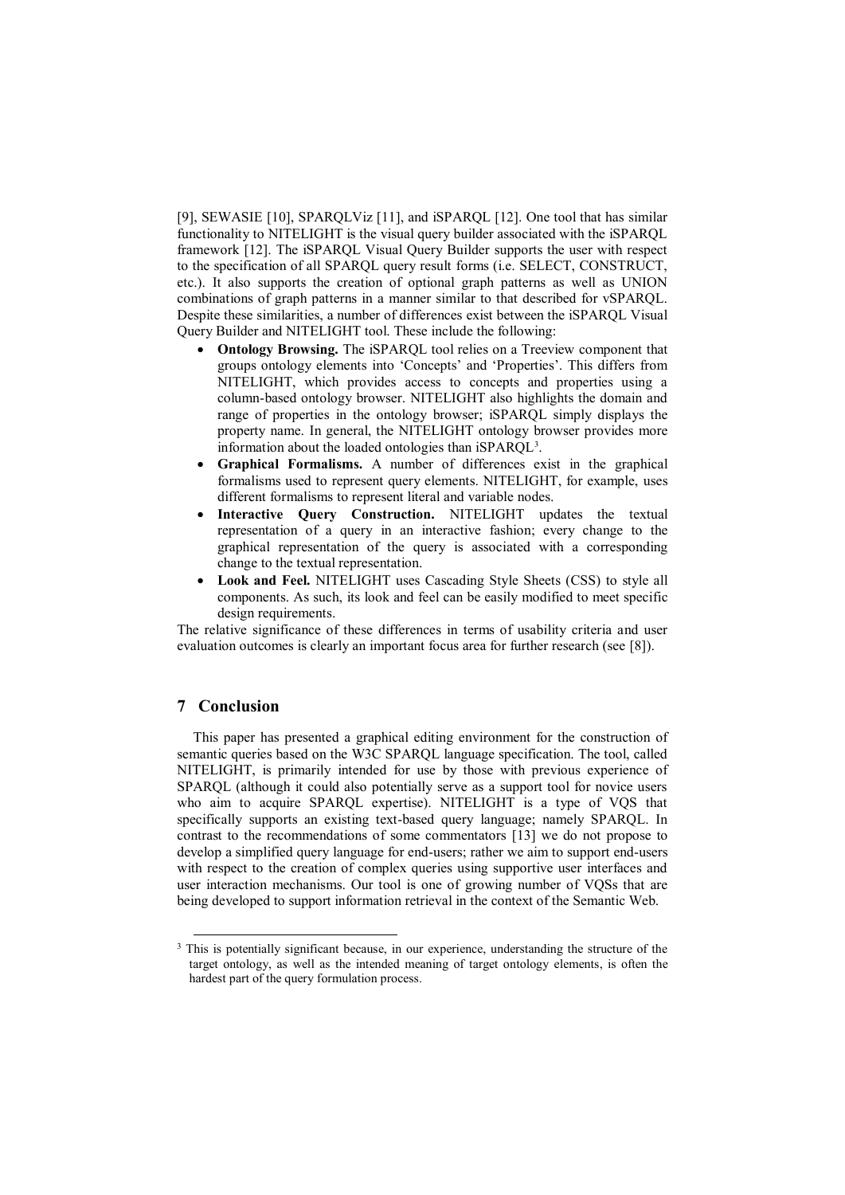[9], SEWASIE [10], SPARQLViz [11], and iSPARQL [12]. One tool that has similar functionality to NITELIGHT is the visual query builder associated with the iSPARQL framework [12]. The iSPARQL Visual Query Builder supports the user with respect to the specification of all SPARQL query result forms (i.e. SELECT, CONSTRUCT, etc.). It also supports the creation of optional graph patterns as well as UNION combinations of graph patterns in a manner similar to that described for vSPARQL. Despite these similarities, a number of differences exist between the iSPARQL Visual Query Builder and NITELIGHT tool. These include the following:

- **Ontology Browsing.** The iSPARQL tool relies on a Treeview component that groups ontology elements into 'Concepts' and 'Properties'. This differs from NITELIGHT, which provides access to concepts and properties using a column-based ontology browser. NITELIGHT also highlights the domain and range of properties in the ontology browser; iSPARQL simply displays the property name. In general, the NITELIGHT ontology browser provides more information about the loaded ontologies than iSPARQL[3].
- **Graphical Formalisms.** A number of differences exist in the graphical formalisms used to represent query elements. NITELIGHT, for example, uses different formalisms to represent literal and variable nodes.
- **Interactive Query Construction.** NITELIGHT updates the textual representation of a query in an interactive fashion; every change to the graphical representation of the query is associated with a corresponding change to the textual representation.
- **Look and Feel.** NITELIGHT uses Cascading Style Sheets (CSS) to style all components. As such, its look and feel can be easily modified to meet specific design requirements.

The relative significance of these differences in terms of usability criteria and user evaluation outcomes is clearly an important focus area for further research (see [8]).

## 7 Conclusion

This paper has presented a graphical editing environment for the construction of semantic queries based on the W3C SPARQL language specification. The tool, called NITELIGHT, is primarily intended for use by those with previous experience of SPARQL (although it could also potentially serve as a support tool for novice users who aim to acquire SPARQL expertise). NITELIGHT is a type of VQS that specifically supports an existing text-based query language; namely SPARQL. In contrast to the recommendations of some commentators [13] we do not propose to develop a simplified query language for end-users; rather we aim to support end-users with respect to the creation of complex queries using supportive user interfaces and user interaction mechanisms. Our tool is one of growing number of VQSs that are being developed to support information retrieval in the context of the Semantic Web.

[3] This is potentially significant because, in our experience, understanding the structure of the target ontology, as well as the intended meaning of target ontology elements, is often the hardest part of the query formulation process.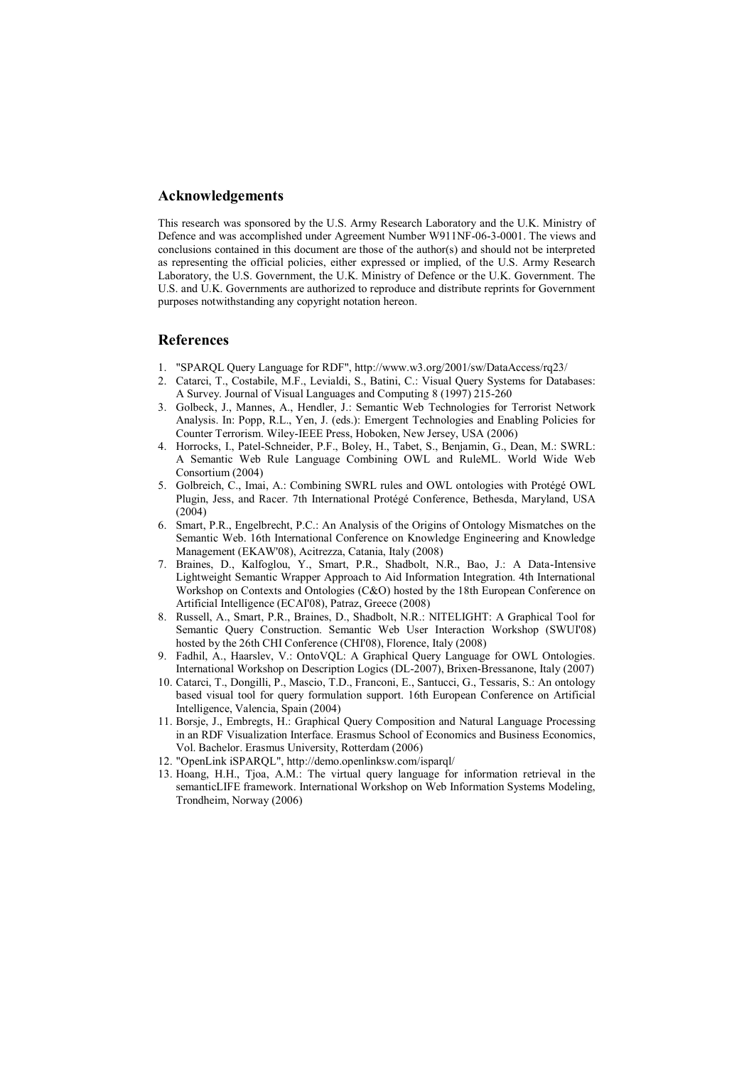## Acknowledgements

This research was sponsored by the U.S. Army Research Laboratory and the U.K. Ministry of Defence and was accomplished under Agreement Number W911NF-06-3-0001. The views and conclusions contained in this document are those of the author(s) and should not be interpreted as representing the official policies, either expressed or implied, of the U.S. Army Research Laboratory, the U.S. Government, the U.K. Ministry of Defence or the U.K. Government. The U.S. and U.K. Governments are authorized to reproduce and distribute reprints for Government purposes notwithstanding any copyright notation hereon.

## References

1. "SPARQL Query Language for RDF", http://www.w3.org/2001/sw/DataAccess/rq23/
2. Catarci, T., Costabile, M.F., Levialdi, S., Batini, C.: Visual Query Systems for Databases: A Survey. Journal of Visual Languages and Computing 8 (1997) 215-260
3. Golbeck, J., Mannes, A., Hendler, J.: Semantic Web Technologies for Terrorist Network Analysis. In: Popp, R.L., Yen, J. (eds.): Emergent Technologies and Enabling Policies for Counter Terrorism. Wiley-IEEE Press, Hoboken, New Jersey, USA (2006)
4. Horrocks, I., Patel-Schneider, P.F., Boley, H., Tabet, S., Benjamin, G., Dean, M.: SWRL: A Semantic Web Rule Language Combining OWL and RuleML. World Wide Web Consortium (2004)
5. Golbreich, C., Imai, A.: Combining SWRL rules and OWL ontologies with Protégé OWL Plugin, Jess, and Racer. 7th International Protégé Conference, Bethesda, Maryland, USA (2004)
6. Smart, P.R., Engelbrecht, P.C.: An Analysis of the Origins of Ontology Mismatches on the Semantic Web. 16th International Conference on Knowledge Engineering and Knowledge Management (EKAW'08), Acitrezza, Catania, Italy (2008)
7. Braines, D., Kalfoglou, Y., Smart, P.R., Shadbolt, N.R., Bao, J.: A Data-Intensive Lightweight Semantic Wrapper Approach to Aid Information Integration. 4th International Workshop on Contexts and Ontologies (C&O) hosted by the 18th European Conference on Artificial Intelligence (ECAI'08), Patraz, Greece (2008)
8. Russell, A., Smart, P.R., Braines, D., Shadbolt, N.R.: NITELIGHT: A Graphical Tool for Semantic Query Construction. Semantic Web User Interaction Workshop (SWUI'08) hosted by the 26th CHI Conference (CHI'08), Florence, Italy (2008)
9. Fadhil, A., Haarslev, V.: OntoVQL: A Graphical Query Language for OWL Ontologies. International Workshop on Description Logics (DL-2007), Brixen-Bressanone, Italy (2007)
10. Catarci, T., Dongilli, P., Mascio, T.D., Franconi, E., Santucci, G., Tessaris, S.: An ontology based visual tool for query formulation support. 16th European Conference on Artificial Intelligence, Valencia, Spain (2004)
11. Borsje, J., Embregts, H.: Graphical Query Composition and Natural Language Processing in an RDF Visualization Interface. Erasmus School of Economics and Business Economics, Vol. Bachelor. Erasmus University, Rotterdam (2006)
12. "OpenLink iSPARQL", http://demo.openlinksw.com/isparql/
13. Hoang, H.H., Tjoa, A.M.: The virtual query language for information retrieval in the semanticLIFE framework. International Workshop on Web Information Systems Modeling, Trondheim, Norway (2006)